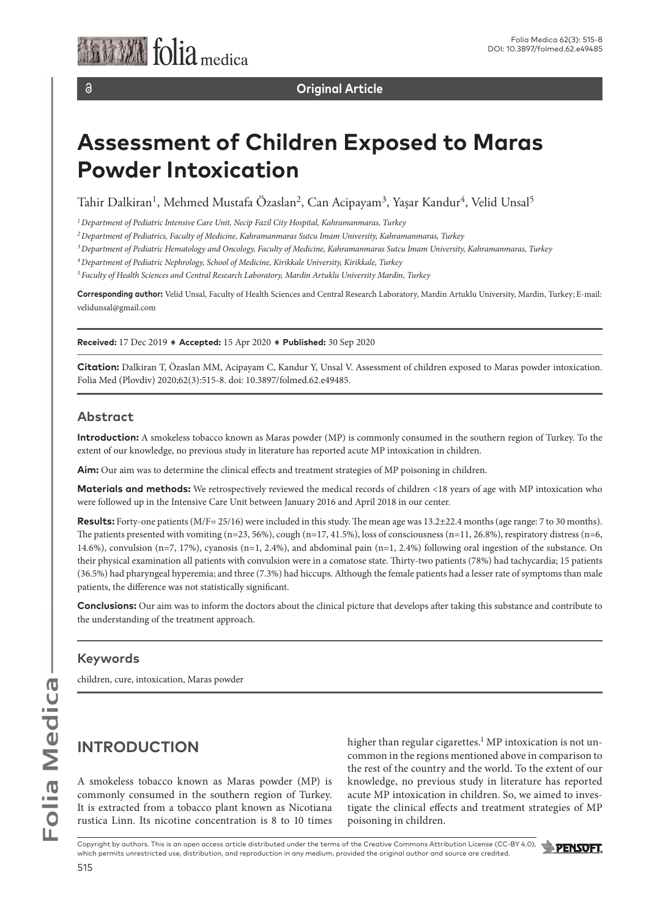Original Article

# Assessment of Children Exposed to Maras Powder Intoxication

Tahir Dalkiran[1], Mehmed Mustafa Özaslan[2], Can Acipayam[3], Yaşar Kandur[4], Velid Unsal[5]

[1] *Department of Pediatric Intensive Care Unit, Necip Fazil City Hospital, Kahramanmaras, Turkey*

[2] *Department of Pediatrics, Faculty of Medicine, Kahramanmaras Sutcu Imam University, Kahramanmaras, Turkey*

[3] *Department of Pediatric Hematology and Oncology, Faculty of Medicine, Kahramanmaras Sutcu Imam University, Kahramanmaras, Turkey*

[4] *Department of Pediatric Nephrology, School of Medicine, Kirikkale University, Kirikkale, Turkey*

[5] *Faculty of Health Sciences and Central Research Laboratory, Mardin Artuklu University Mardin, Turkey*

**Corresponding author:** Velid Unsal, Faculty of Health Sciences and Central Research Laboratory, Mardin Artuklu University, Mardin, Turkey; E-mail: velidunsal@gmail.com

**Received:** 17 Dec 2019 ♦ **Accepted:** 15 Apr 2020 ♦ **Published:** 30 Sep 2020

**Citation:** Dalkiran T, Özaslan MM, Acipayam C, Kandur Y, Unsal V. Assessment of children exposed to Maras powder intoxication. Folia Med (Plovdiv) 2020;62(3):515-8. doi: 10.3897/folmed.62.e49485.

## Abstract

**Introduction:** A smokeless tobacco known as Maras powder (MP) is commonly consumed in the southern region of Turkey. To the extent of our knowledge, no previous study in literature has reported acute MP intoxication in children.

**Aim:** Our aim was to determine the clinical effects and treatment strategies of MP poisoning in children.

**Materials and methods:** We retrospectively reviewed the medical records of children <18 years of age with MP intoxication who were followed up in the Intensive Care Unit between January 2016 and April 2018 in our center.

**Results:** Forty-one patients (M/F= 25/16) were included in this study. The mean age was 13.2±22.4 months (age range: 7 to 30 months). The patients presented with vomiting (n=23, 56%), cough (n=17, 41.5%), loss of consciousness (n=11, 26.8%), respiratory distress (n=6, 14.6%), convulsion (n=7, 17%), cyanosis (n=1, 2.4%), and abdominal pain (n=1, 2.4%) following oral ingestion of the substance. On their physical examination all patients with convulsion were in a comatose state. Thirty-two patients (78%) had tachycardia; 15 patients (36.5%) had pharyngeal hyperemia; and three (7.3%) had hiccups. Although the female patients had a lesser rate of symptoms than male patients, the difference was not statistically significant.

**Conclusions:** Our aim was to inform the doctors about the clinical picture that develops after taking this substance and contribute to the understanding of the treatment approach.

## Keywords

children, cure, intoxication, Maras powder

## INTRODUCTION

A smokeless tobacco known as Maras powder (MP) is commonly consumed in the southern region of Turkey. It is extracted from a tobacco plant known as Nicotiana rustica Linn. Its nicotine concentration is 8 to 10 times higher than regular cigarettes.[1] MP intoxication is not uncommon in the regions mentioned above in comparison to the rest of the country and the world. To the extent of our knowledge, no previous study in literature has reported acute MP intoxication in children. So, we aimed to investigate the clinical effects and treatment strategies of MP poisoning in children.

Copyright by authors. This is an open access article distributed under the terms of the Creative Commons Attribution License (CC-BY 4.0), which permits unrestricted use, distribution, and reproduction in any medium, provided the original author and source are credited.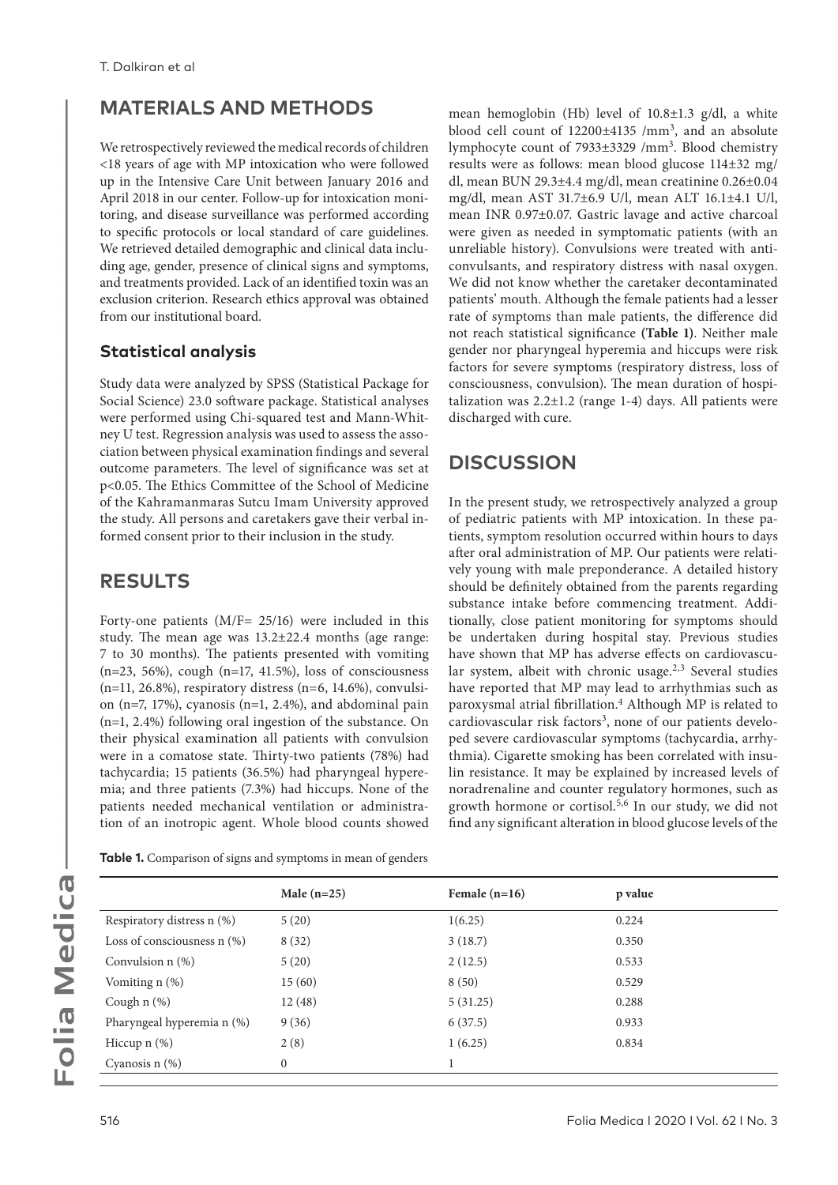## MATERIALS AND METHODS

We retrospectively reviewed the medical records of children <18 years of age with MP intoxication who were followed up in the Intensive Care Unit between January 2016 and April 2018 in our center. Follow-up for intoxication monitoring, and disease surveillance was performed according to specific protocols or local standard of care guidelines. We retrieved detailed demographic and clinical data including age, gender, presence of clinical signs and symptoms, and treatments provided. Lack of an identified toxin was an exclusion criterion. Research ethics approval was obtained from our institutional board.

### Statistical analysis

Study data were analyzed by SPSS (Statistical Package for Social Science) 23.0 software package. Statistical analyses were performed using Chi-squared test and Mann-Whitney U test. Regression analysis was used to assess the association between physical examination findings and several outcome parameters. The level of significance was set at $p<0.05$. The Ethics Committee of the School of Medicine of the Kahramanmaras Sutcu Imam University approved the study. All persons and caretakers gave their verbal informed consent prior to their inclusion in the study.

## RESULTS

Forty-one patients (M/F= 25/16) were included in this study. The mean age was 13.2±22.4 months (age range: 7 to 30 months). The patients presented with vomiting (n=23, 56%), cough (n=17, 41.5%), loss of consciousness (n=11, 26.8%), respiratory distress (n=6, 14.6%), convulsion (n=7, 17%), cyanosis (n=1, 2.4%), and abdominal pain (n=1, 2.4%) following oral ingestion of the substance. On their physical examination all patients with convulsion were in a comatose state. Thirty-two patients (78%) had tachycardia; 15 patients (36.5%) had pharyngeal hyperemia; and three patients (7.3%) had hiccups. None of the patients needed mechanical ventilation or administration of an inotropic agent. Whole blood counts showed mean hemoglobin (Hb) level of 10.8±1.3 g/dl, a white blood cell count of 12200±4135 /mm$^3$, and an absolute lymphocyte count of 7933±3329 /mm$^3$. Blood chemistry results were as follows: mean blood glucose 114±32 mg/dl, mean BUN 29.3±4.4 mg/dl, mean creatinine 0.26±0.04 mg/dl, mean AST 31.7±6.9 U/l, mean ALT 16.1±4.1 U/l, mean INR 0.97±0.07. Gastric lavage and active charcoal were given as needed in symptomatic patients (with an unreliable history). Convulsions were treated with anticonvulsants, and respiratory distress with nasal oxygen. We did not know whether the caretaker decontaminated patients' mouth. Although the female patients had a lesser rate of symptoms than male patients, the difference did not reach statistical significance **(Table 1)**. Neither male gender nor pharyngeal hyperemia and hiccups were risk factors for severe symptoms (respiratory distress, loss of consciousness, convulsion). The mean duration of hospitalization was 2.2±1.2 (range 1-4) days. All patients were discharged with cure.

## DISCUSSION

In the present study, we retrospectively analyzed a group of pediatric patients with MP intoxication. In these patients, symptom resolution occurred within hours to days after oral administration of MP. Our patients were relatively young with male preponderance. A detailed history should be definitely obtained from the parents regarding substance intake before commencing treatment. Additionally, close patient monitoring for symptoms should be undertaken during hospital stay. Previous studies have shown that MP has adverse effects on cardiovascular system, albeit with chronic usage.[2,3] Several studies have reported that MP may lead to arrhythmias such as paroxysmal atrial fibrillation.[4] Although MP is related to cardiovascular risk factors[3], none of our patients developed severe cardiovascular symptoms (tachycardia, arrhythmia). Cigarette smoking has been correlated with insulin resistance. It may be explained by increased levels of noradrenaline and counter regulatory hormones, such as growth hormone or cortisol.[5,6] In our study, we did not find any significant alteration in blood glucose levels of the

**Table 1.** Comparison of signs and symptoms in mean of genders

| | Male (n=25) | Female (n=16) | p value |
|---|---|---|---|
| Respiratory distress n (%) | 5 (20) | 1(6.25) | 0.224 |
| Loss of consciousness n (%) | 8 (32) | 3 (18.7) | 0.350 |
| Convulsion n (%) | 5 (20) | 2 (12.5) | 0.533 |
| Vomiting n (%) | 15 (60) | 8 (50) | 0.529 |
| Cough n (%) | 12 (48) | 5 (31.25) | 0.288 |
| Pharyngeal hyperemia n (%) | 9 (36) | 6 (37.5) | 0.933 |
| Hiccup n (%) | 2 (8) | 1 (6.25) | 0.834 |
| Cyanosis n (%) | 0 | 1 | |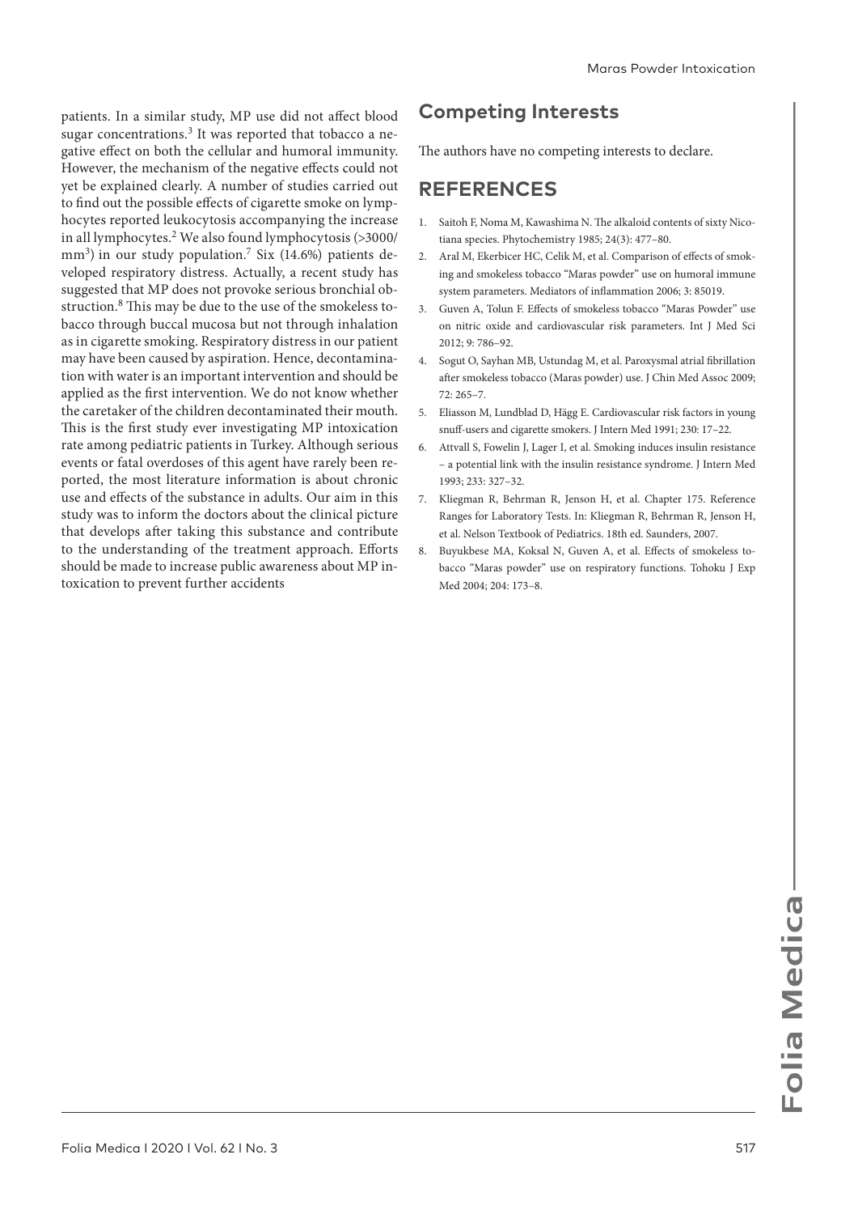patients. In a similar study, MP use did not affect blood sugar concentrations.[3] It was reported that tobacco a negative effect on both the cellular and humoral immunity. However, the mechanism of the negative effects could not yet be explained clearly. A number of studies carried out to find out the possible effects of cigarette smoke on lymphocytes reported leukocytosis accompanying the increase in all lymphocytes.[2] We also found lymphocytosis (>3000/mm$^3$) in our study population.[7] Six (14.6%) patients developed respiratory distress. Actually, a recent study has suggested that MP does not provoke serious bronchial obstruction.[8] This may be due to the use of the smokeless tobacco through buccal mucosa but not through inhalation as in cigarette smoking. Respiratory distress in our patient may have been caused by aspiration. Hence, decontamination with water is an important intervention and should be applied as the first intervention. We do not know whether the caretaker of the children decontaminated their mouth. This is the first study ever investigating MP intoxication rate among pediatric patients in Turkey. Although serious events or fatal overdoses of this agent have rarely been reported, the most literature information is about chronic use and effects of the substance in adults. Our aim in this study was to inform the doctors about the clinical picture that develops after taking this substance and contribute to the understanding of the treatment approach. Efforts should be made to increase public awareness about MP intoxication to prevent further accidents

## Competing Interests

The authors have no competing interests to declare.

## REFERENCES

1. Saitoh F, Noma M, Kawashima N. The alkaloid contents of sixty Nicotiana species. Phytochemistry 1985; 24(3): 477–80.
2. Aral M, Ekerbicer HC, Celik M, et al. Comparison of effects of smoking and smokeless tobacco "Maras powder" use on humoral immune system parameters. Mediators of inflammation 2006; 3: 85019.
3. Guven A, Tolun F. Effects of smokeless tobacco "Maras Powder" use on nitric oxide and cardiovascular risk parameters. Int J Med Sci 2012; 9: 786–92.
4. Sogut O, Sayhan MB, Ustundag M, et al. Paroxysmal atrial fibrillation after smokeless tobacco (Maras powder) use. J Chin Med Assoc 2009; 72: 265–7.
5. Eliasson M, Lundblad D, Hägg E. Cardiovascular risk factors in young snuff-users and cigarette smokers. J Intern Med 1991; 230: 17–22.
6. Attvall S, Fowelin J, Lager I, et al. Smoking induces insulin resistance – a potential link with the insulin resistance syndrome. J Intern Med 1993; 233: 327–32.
7. Kliegman R, Behrman R, Jenson H, et al. Chapter 175. Reference Ranges for Laboratory Tests. In: Kliegman R, Behrman R, Jenson H, et al. Nelson Textbook of Pediatrics. 18th ed. Saunders, 2007.
8. Buyukbese MA, Koksal N, Guven A, et al. Effects of smokeless tobacco "Maras powder" use on respiratory functions. Tohoku J Exp Med 2004; 204: 173–8.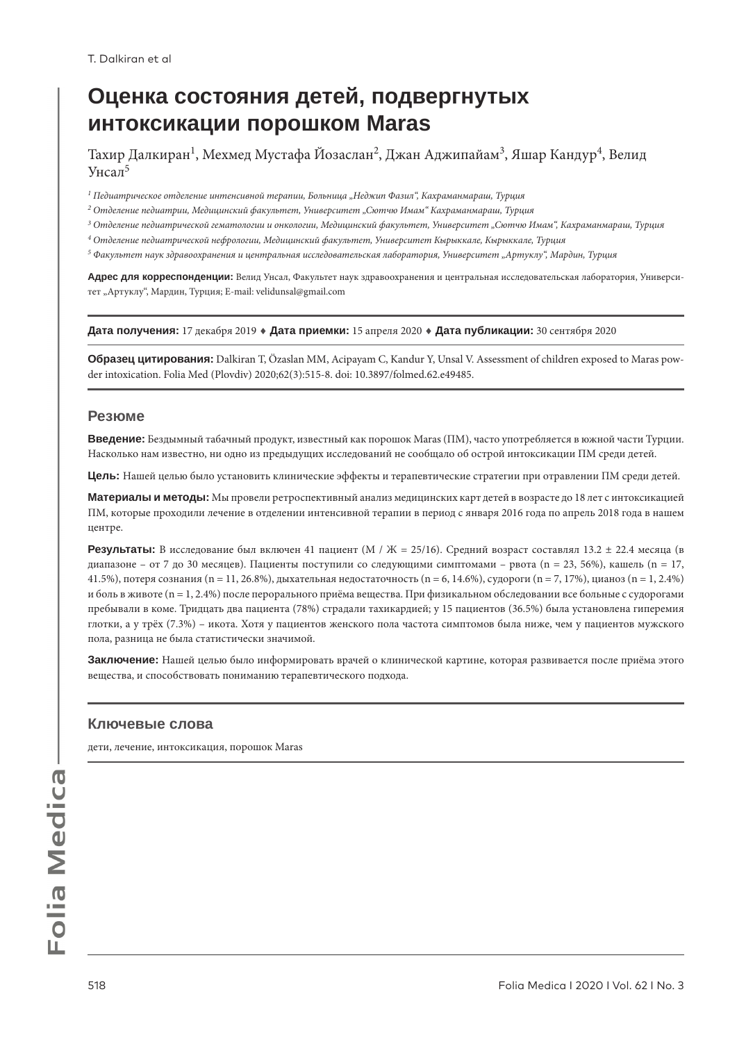# Оценка состояния детей, подвергнутых интоксикации порошком Maras

Тахир Далкиран[1], Мехмед Мустафа Йозаслан[2], Джан Аджипайам[3], Яшар Кандур[4], Велид Унсал[5]

*[1] Педиатрическое отделение интенсивной терапии, Больница „Неджип Фазил“, Кахраманмараш, Турция*

*[2] Отделение педиатрии, Медицинский факультет, Университет „Сютчю Имам“ Кахраманмараш, Турция*

*[3] Отделение педиатрической гематологии и онкологии, Медицинский факультет, Университет „Сютчю Имам“, Кахраманмараш, Турция*

*[4] Отделение педиатрической нефрологии, Медицинский факультет, Университет Кырыккале, Кырыккале, Турция*

*[5] Факультет наук здравоохранения и центральная исследовательская лаборатория, Университет „Артуклу“, Мардин, Турция*

**Адрес для корреспонденции:** Велид Унсал, Факультет наук здравоохранения и центральная исследовательская лаборатория, Университет „Артуклу“, Мардин, Турция; E-mail: velidunsal@gmail.com

**Дата получения:** 17 декабря 2019 ♦ **Дата приемки:** 15 апреля 2020 ♦ **Дата публикации:** 30 сентября 2020

**Образец цитирования:** Dalkiran T, Özaslan MM, Acipayam C, Kandur Y, Unsal V. Assessment of children exposed to Maras powder intoxication. Folia Med (Plovdiv) 2020;62(3):515-8. doi: 10.3897/folmed.62.e49485.

## Резюме

**Введение:** Бездымный табачный продукт, известный как порошок Maras (ПМ), часто употребляется в южной части Турции. Насколько нам известно, ни одно из предыдущих исследований не сообщало об острой интоксикации ПМ среди детей.

**Цель:** Нашей целью было установить клинические эффекты и терапевтические стратегии при отравлении ПМ среди детей.

**Материалы и методы:** Мы провели ретроспективный анализ медицинских карт детей в возрасте до 18 лет с интоксикацией ПМ, которые проходили лечение в отделении интенсивной терапии в период с января 2016 года по апрель 2018 года в нашем центре.

**Результаты:** В исследование был включен 41 пациент (М / Ж = 25/16). Средний возраст составлял 13.2 ± 22.4 месяца (в диапазоне – от 7 до 30 месяцев). Пациенты поступили со следующими симптомами – рвота (n = 23, 56%), кашель (n = 17, 41.5%), потеря сознания (n = 11, 26.8%), дыхательная недостаточность (n = 6, 14.6%), судороги (n = 7, 17%), цианоз (n = 1, 2.4%) и боль в животе (n = 1, 2.4%) после перорального приёма вещества. При физикальном обследовании все больные с судорогами пребывали в коме. Тридцать два пациента (78%) страдали тахикардией; у 15 пациентов (36.5%) была установлена гиперемия глотки, а у трёх (7.3%) – икота. Хотя у пациентов женского пола частота симптомов была ниже, чем у пациентов мужского пола, разница не была статистически значимой.

**Заключение:** Нашей целью было информировать врачей о клинической картине, которая развивается после приёма этого вещества, и способствовать пониманию терапевтического подхода.

## Ключевые слова

дети, лечение, интоксикация, порошок Maras